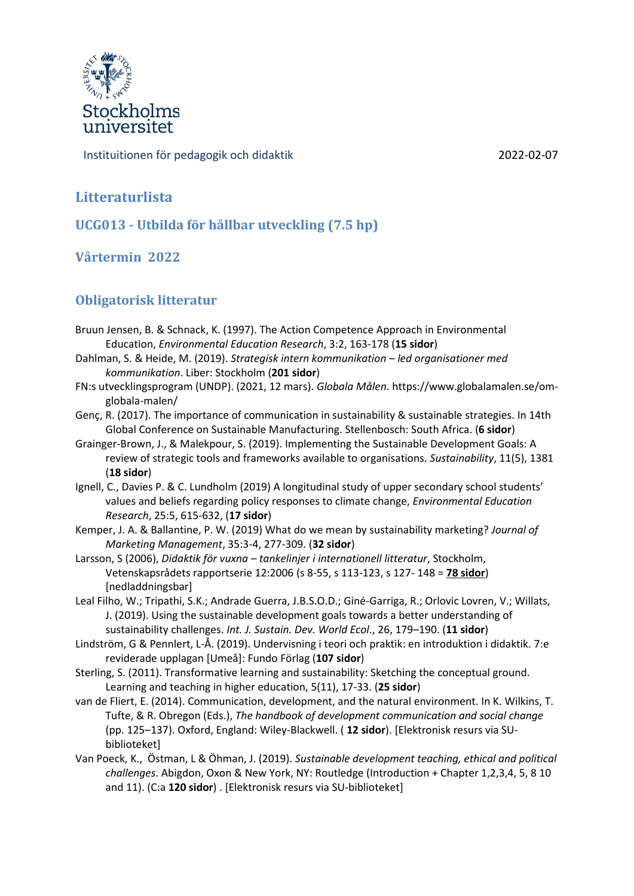Stockholms universitet

Instituitionen för pedagogik och didaktik 2022-02-07

# Litteraturlista

## UCG013 - Utbilda för hållbar utveckling (7.5 hp)

## Vårtermin 2022

## Obligatorisk litteratur

Bruun Jensen, B. & Schnack, K. (1997). The Action Competence Approach in Environmental Education, *Environmental Education Research*, 3:2, 163-178 (**15 sidor**)

Dahlman, S. & Heide, M. (2019). *Strategisk intern kommunikation – led organisationer med kommunikation*. Liber: Stockholm (**201 sidor**)

FN:s utvecklingsprogram (UNDP). (2021, 12 mars). *Globala Målen*. https://www.globalamalen.se/om-globala-malen/

Genç, R. (2017). The importance of communication in sustainability & sustainable strategies. In 14th Global Conference on Sustainable Manufacturing. Stellenbosch: South Africa. (**6 sidor**)

Grainger-Brown, J., & Malekpour, S. (2019). Implementing the Sustainable Development Goals: A review of strategic tools and frameworks available to organisations. *Sustainability*, 11(5), 1381 (**18 sidor**)

Ignell, C., Davies P. & C. Lundholm (2019) A longitudinal study of upper secondary school students' values and beliefs regarding policy responses to climate change, *Environmental Education Research*, 25:5, 615-632, (**17 sidor**)

Kemper, J. A. & Ballantine, P. W. (2019) What do we mean by sustainability marketing? *Journal of Marketing Management*, 35:3-4, 277-309. (**32 sidor**)

Larsson, S (2006), *Didaktik för vuxna – tankelinjer i internationell litteratur*, Stockholm, Vetenskapsrådets rapportserie 12:2006 (s 8-55, s 113-123, s 127- 148 = **78 sidor**) [nedladdningsbar]

Leal Filho, W.; Tripathi, S.K.; Andrade Guerra, J.B.S.O.D.; Giné-Garriga, R.; Orlovic Lovren, V.; Willats, J. (2019). Using the sustainable development goals towards a better understanding of sustainability challenges. *Int. J. Sustain. Dev. World Ecol*., 26, 179–190. (**11 sidor**)

Lindström, G & Pennlert, L-Å. (2019). Undervisning i teori och praktik: en introduktion i didaktik. 7:e reviderade upplagan [Umeå]: Fundo Förlag (**107 sidor**)

Sterling, S. (2011). Transformative learning and sustainability: Sketching the conceptual ground. Learning and teaching in higher education, 5(11), 17-33. (**25 sidor**)

van de Fliert, E. (2014). Communication, development, and the natural environment. In K. Wilkins, T. Tufte, & R. Obregon (Eds.), *The handbook of development communication and social change* (pp. 125–137). Oxford, England: Wiley-Blackwell. ( **12 sidor**). [Elektronisk resurs via SU-biblioteket]

Van Poeck, K., Östman, L & Öhman, J. (2019). *Sustainable development teaching, ethical and political challenges*. Abigdon, Oxon & New York, NY: Routledge (Introduction + Chapter 1,2,3,4, 5, 8 10 and 11). (C:a **120 sidor**) . [Elektronisk resurs via SU-biblioteket]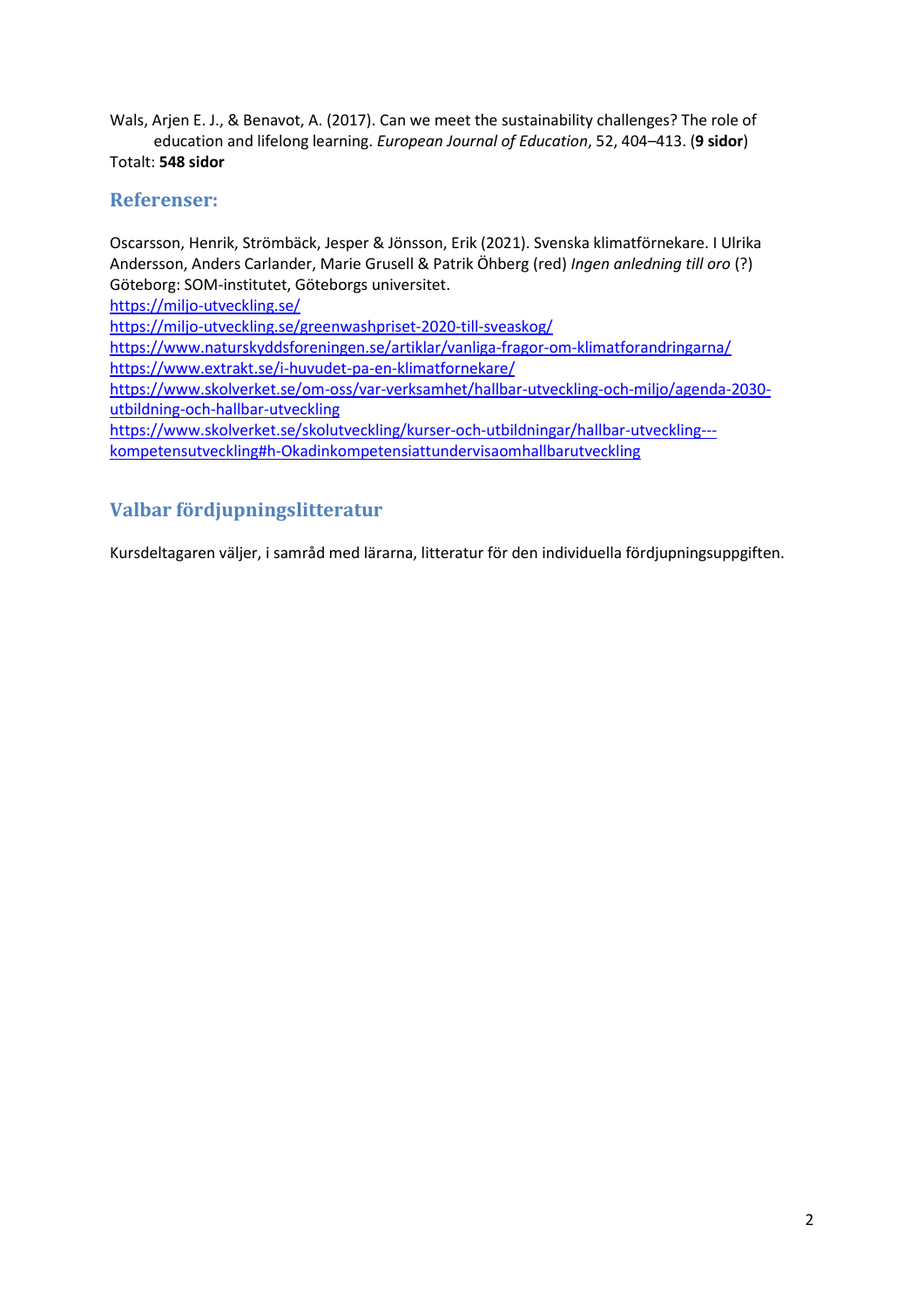Wals, Arjen E. J., & Benavot, A. (2017). Can we meet the sustainability challenges? The role of education and lifelong learning. *European Journal of Education*, 52, 404–413. (**9 sidor**)

Totalt: **548 sidor**

## Referenser:

Oscarsson, Henrik, Strömbäck, Jesper & Jönsson, Erik (2021). Svenska klimatförnekare. I Ulrika Andersson, Anders Carlander, Marie Grusell & Patrik Öhberg (red) *Ingen anledning till oro* (?) Göteborg: SOM-institutet, Göteborgs universitet.

https://miljo-utveckling.se/

https://miljo-utveckling.se/greenwashpriset-2020-till-sveaskog/

https://www.naturskyddsforeningen.se/artiklar/vanliga-fragor-om-klimatforandringarna/

https://www.extrakt.se/i-huvudet-pa-en-klimatfornekare/

https://www.skolverket.se/om-oss/var-verksamhet/hallbar-utveckling-och-miljo/agenda-2030-utbildning-och-hallbar-utveckling

https://www.skolverket.se/skolutveckling/kurser-och-utbildningar/hallbar-utveckling---kompetensutveckling#h-Okadinkompetensiattundervisaomhallbarutveckling

## Valbar fördjupningslitteratur

Kursdeltagaren väljer, i samråd med lärarna, litteratur för den individuella fördjupningsuppgiften.